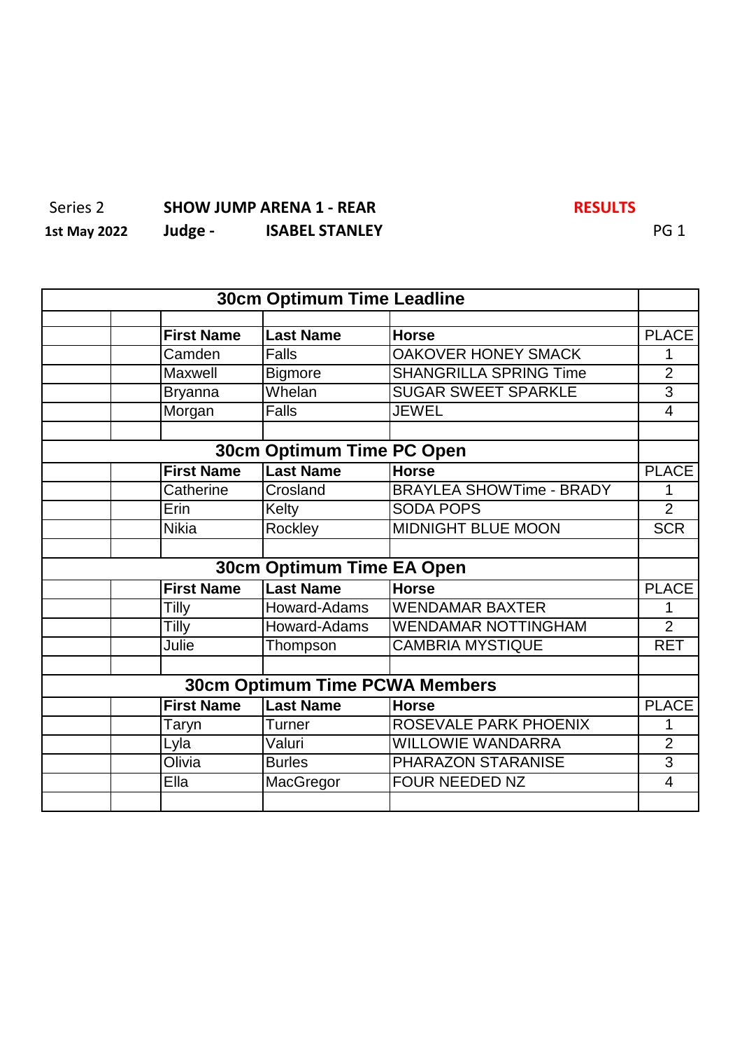Series 2 **SHOW JUMP ARENA 1 - REAR** **RESULTS**

**1st May 2022** **Judge -** **ISABEL STANLEY**

| **30cm Optimum Time Leadline** | | | |
|---|---|---|---|
| **First Name** | **Last Name** | **Horse** | **PLACE** |
| Camden | Falls | OAKOVER HONEY SMACK | 1 |
| Maxwell | Bigmore | SHANGRILLA SPRING Time | 2 |
| Bryanna | Whelan | SUGAR SWEET SPARKLE | 3 |
| Morgan | Falls | JEWEL | 4 |

| **30cm Optimum Time PC Open** | | | |
|---|---|---|---|
| **First Name** | **Last Name** | **Horse** | **PLACE** |
| Catherine | Crosland | BRAYLEA SHOWTime - BRADY | 1 |
| Erin | Kelty | SODA POPS | 2 |
| Nikia | Rockley | MIDNIGHT BLUE MOON | SCR |

| **30cm Optimum Time EA Open** | | | |
|---|---|---|---|
| **First Name** | **Last Name** | **Horse** | **PLACE** |
| Tilly | Howard-Adams | WENDAMAR BAXTER | 1 |
| Tilly | Howard-Adams | WENDAMAR NOTTINGHAM | 2 |
| Julie | Thompson | CAMBRIA MYSTIQUE | RET |

| **30cm Optimum Time PCWA Members** | | | |
|---|---|---|---|
| **First Name** | **Last Name** | **Horse** | **PLACE** |
| Taryn | Turner | ROSEVALE PARK PHOENIX | 1 |
| Lyla | Valuri | WILLOWIE WANDARRA | 2 |
| Olivia | Burles | PHARAZON STARANISE | 3 |
| Ella | MacGregor | FOUR NEEDED NZ | 4 |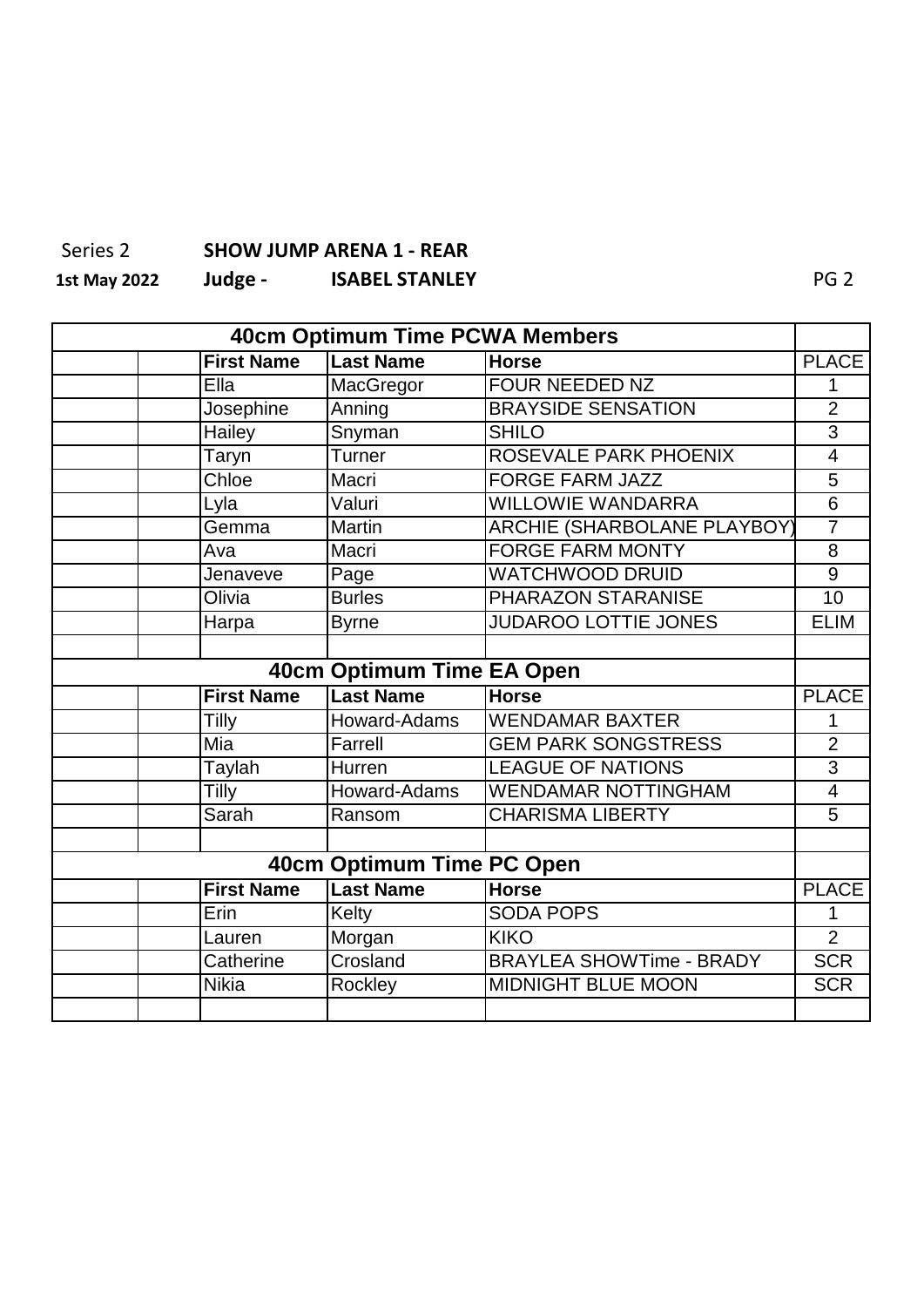Series 2 **SHOW JUMP ARENA 1 - REAR**

**1st May 2022** **Judge - ISABEL STANLEY**

## 40cm Optimum Time PCWA Members

| First Name | Last Name | Horse | PLACE |
|---|---|---|---|
| Ella | MacGregor | FOUR NEEDED NZ | 1 |
| Josephine | Anning | BRAYSIDE SENSATION | 2 |
| Hailey | Snyman | SHILO | 3 |
| Taryn | Turner | ROSEVALE PARK PHOENIX | 4 |
| Chloe | Macri | FORGE FARM JAZZ | 5 |
| Lyla | Valuri | WILLOWIE WANDARRA | 6 |
| Gemma | Martin | ARCHIE (SHARBOLANE PLAYBOY) | 7 |
| Ava | Macri | FORGE FARM MONTY | 8 |
| Jenaveve | Page | WATCHWOOD DRUID | 9 |
| Olivia | Burles | PHARAZON STARANISE | 10 |
| Harpa | Byrne | JUDAROO LOTTIE JONES | ELIM |

## 40cm Optimum Time EA Open

| First Name | Last Name | Horse | PLACE |
|---|---|---|---|
| Tilly | Howard-Adams | WENDAMAR BAXTER | 1 |
| Mia | Farrell | GEM PARK SONGSTRESS | 2 |
| Taylah | Hurren | LEAGUE OF NATIONS | 3 |
| Tilly | Howard-Adams | WENDAMAR NOTTINGHAM | 4 |
| Sarah | Ransom | CHARISMA LIBERTY | 5 |

## 40cm Optimum Time PC Open

| First Name | Last Name | Horse | PLACE |
|---|---|---|---|
| Erin | Kelty | SODA POPS | 1 |
| Lauren | Morgan | KIKO | 2 |
| Catherine | Crosland | BRAYLEA SHOWTime - BRADY | SCR |
| Nikia | Rockley | MIDNIGHT BLUE MOON | SCR |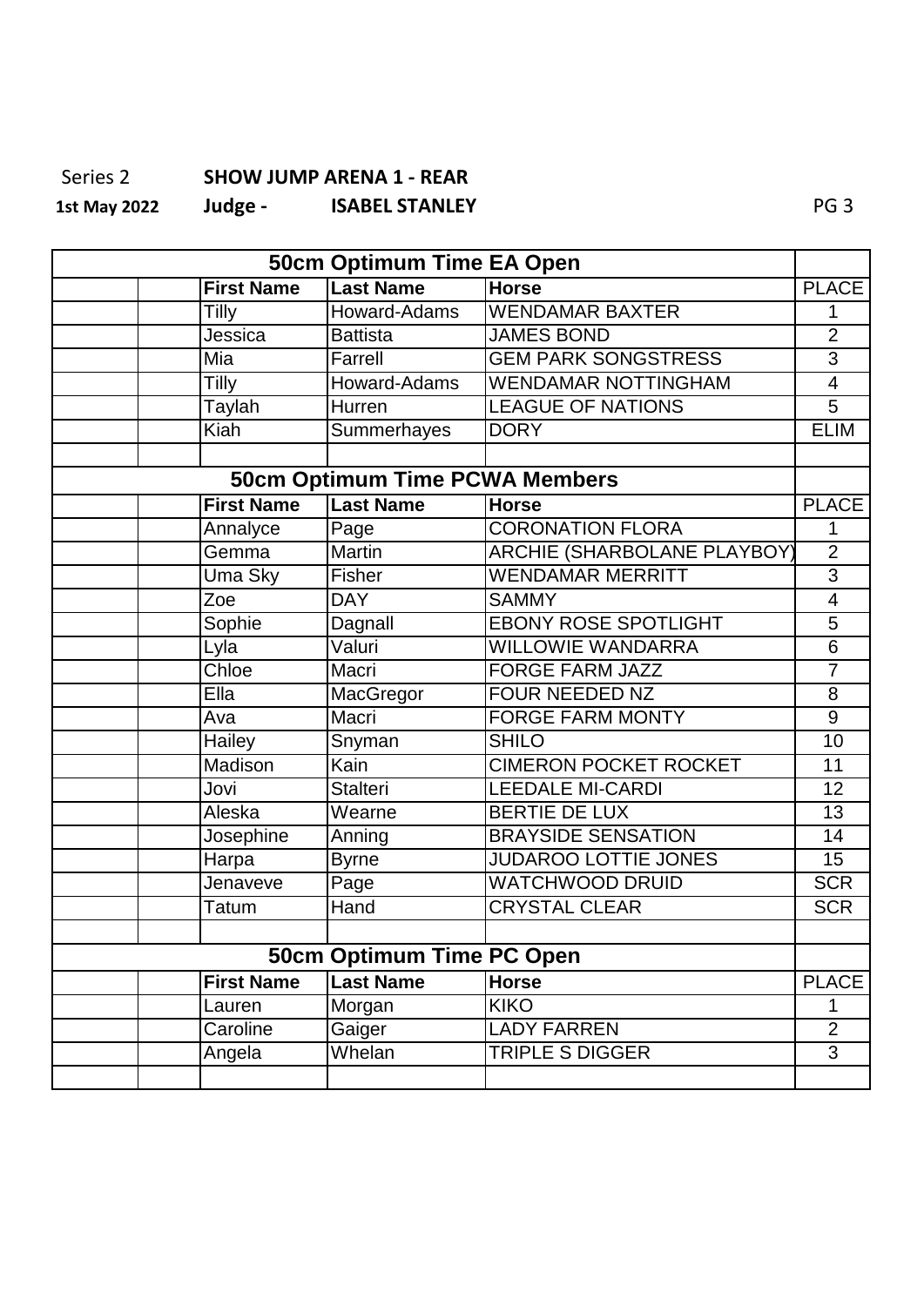Series 2 **SHOW JUMP ARENA 1 - REAR**

**1st May 2022** **Judge - ISABEL STANLEY**

| | | | | | |
|---|---|---|---|---|---|
| **50cm Optimum Time EA Open** | | | | | |
| | | **First Name** | **Last Name** | **Horse** | **PLACE** |
| | | Tilly | Howard-Adams | WENDAMAR BAXTER | 1 |
| | | Jessica | Battista | JAMES BOND | 2 |
| | | Mia | Farrell | GEM PARK SONGSTRESS | 3 |
| | | Tilly | Howard-Adams | WENDAMAR NOTTINGHAM | 4 |
| | | Taylah | Hurren | LEAGUE OF NATIONS | 5 |
| | | Kiah | Summerhayes | DORY | ELIM |
| | | | | | |
| **50cm Optimum Time PCWA Members** | | | | | |
| | | **First Name** | **Last Name** | **Horse** | **PLACE** |
| | | Annalyce | Page | CORONATION FLORA | 1 |
| | | Gemma | Martin | ARCHIE (SHARBOLANE PLAYBOY) | 2 |
| | | Uma Sky | Fisher | WENDAMAR MERRITT | 3 |
| | | Zoe | DAY | SAMMY | 4 |
| | | Sophie | Dagnall | EBONY ROSE SPOTLIGHT | 5 |
| | | Lyla | Valuri | WILLOWIE WANDARRA | 6 |
| | | Chloe | Macri | FORGE FARM JAZZ | 7 |
| | | Ella | MacGregor | FOUR NEEDED NZ | 8 |
| | | Ava | Macri | FORGE FARM MONTY | 9 |
| | | Hailey | Snyman | SHILO | 10 |
| | | Madison | Kain | CIMERON POCKET ROCKET | 11 |
| | | Jovi | Stalteri | LEEDALE MI-CARDI | 12 |
| | | Aleska | Wearne | BERTIE DE LUX | 13 |
| | | Josephine | Anning | BRAYSIDE SENSATION | 14 |
| | | Harpa | Byrne | JUDAROO LOTTIE JONES | 15 |
| | | Jenaveve | Page | WATCHWOOD DRUID | SCR |
| | | Tatum | Hand | CRYSTAL CLEAR | SCR |
| | | | | | |
| **50cm Optimum Time PC Open** | | | | | |
| | | **First Name** | **Last Name** | **Horse** | **PLACE** |
| | | Lauren | Morgan | KIKO | 1 |
| | | Caroline | Gaiger | LADY FARREN | 2 |
| | | Angela | Whelan | TRIPLE S DIGGER | 3 |
| | | | | | |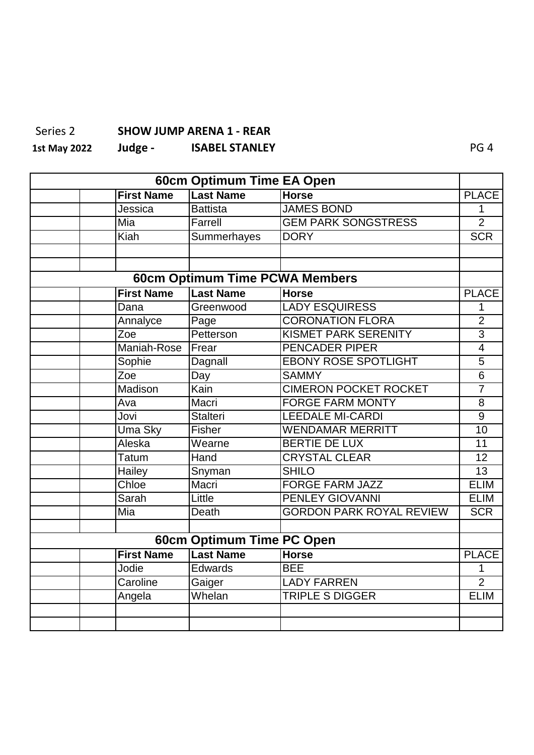Series 2 **SHOW JUMP ARENA 1 - REAR**

**1st May 2022** **Judge - ISABEL STANLEY**

| | | | | | |
|---|---|---|---|---|---|
| **60cm Optimum Time EA Open** | | | | | |
| | | **First Name** | **Last Name** | **Horse** | PLACE |
| | | Jessica | Battista | JAMES BOND | 1 |
| | | Mia | Farrell | GEM PARK SONGSTRESS | 2 |
| | | Kiah | Summerhayes | DORY | SCR |
| | | | | | |
| | | | | | |
| **60cm Optimum Time PCWA Members** | | | | | |
| | | **First Name** | **Last Name** | **Horse** | PLACE |
| | | Dana | Greenwood | LADY ESQUIRESS | 1 |
| | | Annalyce | Page | CORONATION FLORA | 2 |
| | | Zoe | Petterson | KISMET PARK SERENITY | 3 |
| | | Maniah-Rose | Frear | PENCADER PIPER | 4 |
| | | Sophie | Dagnall | EBONY ROSE SPOTLIGHT | 5 |
| | | Zoe | Day | SAMMY | 6 |
| | | Madison | Kain | CIMERON POCKET ROCKET | 7 |
| | | Ava | Macri | FORGE FARM MONTY | 8 |
| | | Jovi | Stalteri | LEEDALE MI-CARDI | 9 |
| | | Uma Sky | Fisher | WENDAMAR MERRITT | 10 |
| | | Aleska | Wearne | BERTIE DE LUX | 11 |
| | | Tatum | Hand | CRYSTAL CLEAR | 12 |
| | | Hailey | Snyman | SHILO | 13 |
| | | Chloe | Macri | FORGE FARM JAZZ | ELIM |
| | | Sarah | Little | PENLEY GIOVANNI | ELIM |
| | | Mia | Death | GORDON PARK ROYAL REVIEW | SCR |
| | | | | | |
| **60cm Optimum Time PC Open** | | | | | |
| | | **First Name** | **Last Name** | **Horse** | PLACE |
| | | Jodie | Edwards | BEE | 1 |
| | | Caroline | Gaiger | LADY FARREN | 2 |
| | | Angela | Whelan | TRIPLE S DIGGER | ELIM |
| | | | | | |
| | | | | | |